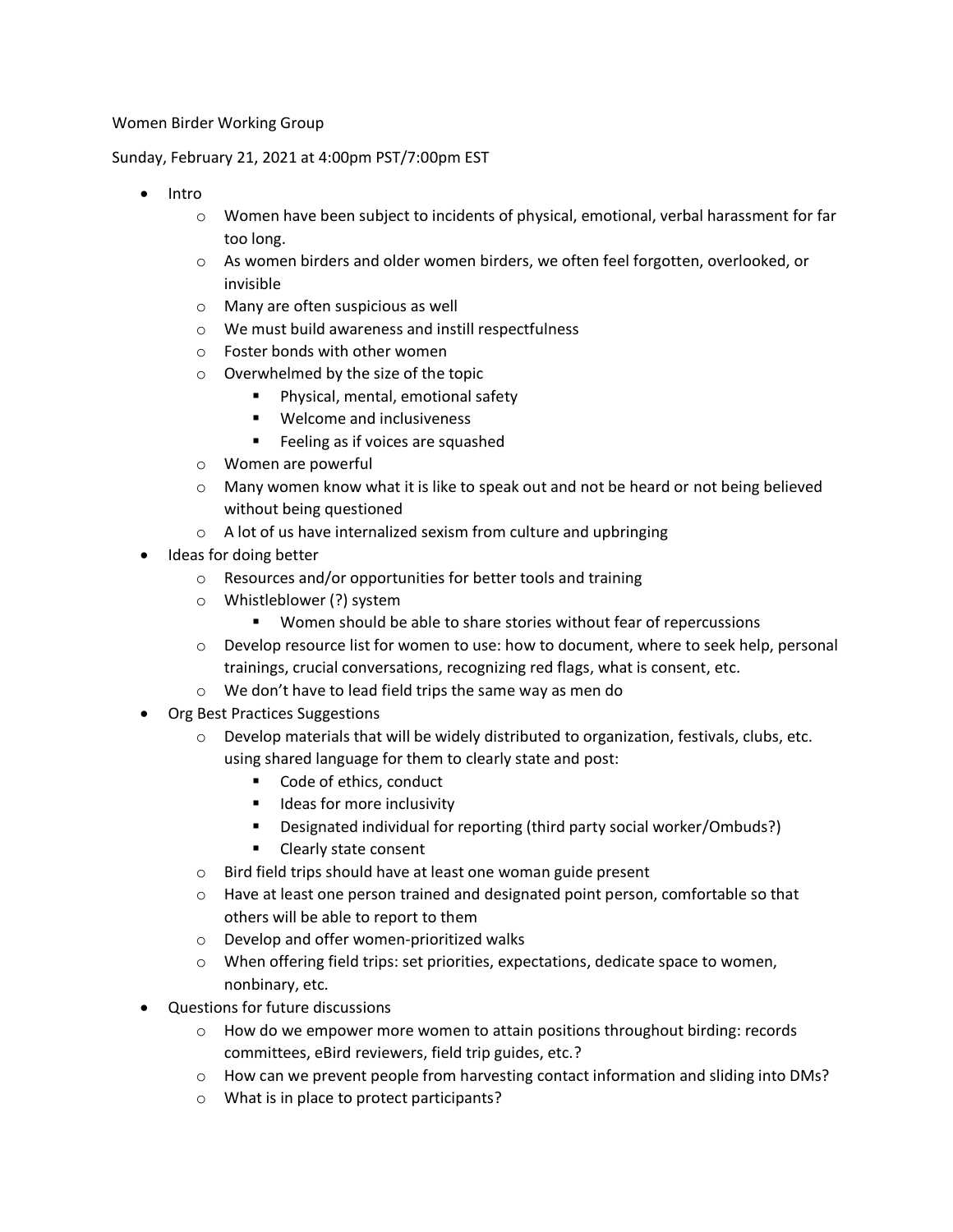Women Birder Working Group

Sunday, February 21, 2021 at 4:00pm PST/7:00pm EST

- Intro
  - Women have been subject to incidents of physical, emotional, verbal harassment for far too long.
  - As women birders and older women birders, we often feel forgotten, overlooked, or invisible
  - Many are often suspicious as well
  - We must build awareness and instill respectfulness
  - Foster bonds with other women
  - Overwhelmed by the size of the topic
    - Physical, mental, emotional safety
    - Welcome and inclusiveness
    - Feeling as if voices are squashed
  - Women are powerful
  - Many women know what it is like to speak out and not be heard or not being believed without being questioned
  - A lot of us have internalized sexism from culture and upbringing
- Ideas for doing better
  - Resources and/or opportunities for better tools and training
  - Whistleblower (?) system
    - Women should be able to share stories without fear of repercussions
  - Develop resource list for women to use: how to document, where to seek help, personal trainings, crucial conversations, recognizing red flags, what is consent, etc.
  - We don't have to lead field trips the same way as men do
- Org Best Practices Suggestions
  - Develop materials that will be widely distributed to organization, festivals, clubs, etc. using shared language for them to clearly state and post:
    - Code of ethics, conduct
    - Ideas for more inclusivity
    - Designated individual for reporting (third party social worker/Ombuds?)
    - Clearly state consent
  - Bird field trips should have at least one woman guide present
  - Have at least one person trained and designated point person, comfortable so that others will be able to report to them
  - Develop and offer women-prioritized walks
  - When offering field trips: set priorities, expectations, dedicate space to women, nonbinary, etc.
- Questions for future discussions
  - How do we empower more women to attain positions throughout birding: records committees, eBird reviewers, field trip guides, etc.?
  - How can we prevent people from harvesting contact information and sliding into DMs?
  - What is in place to protect participants?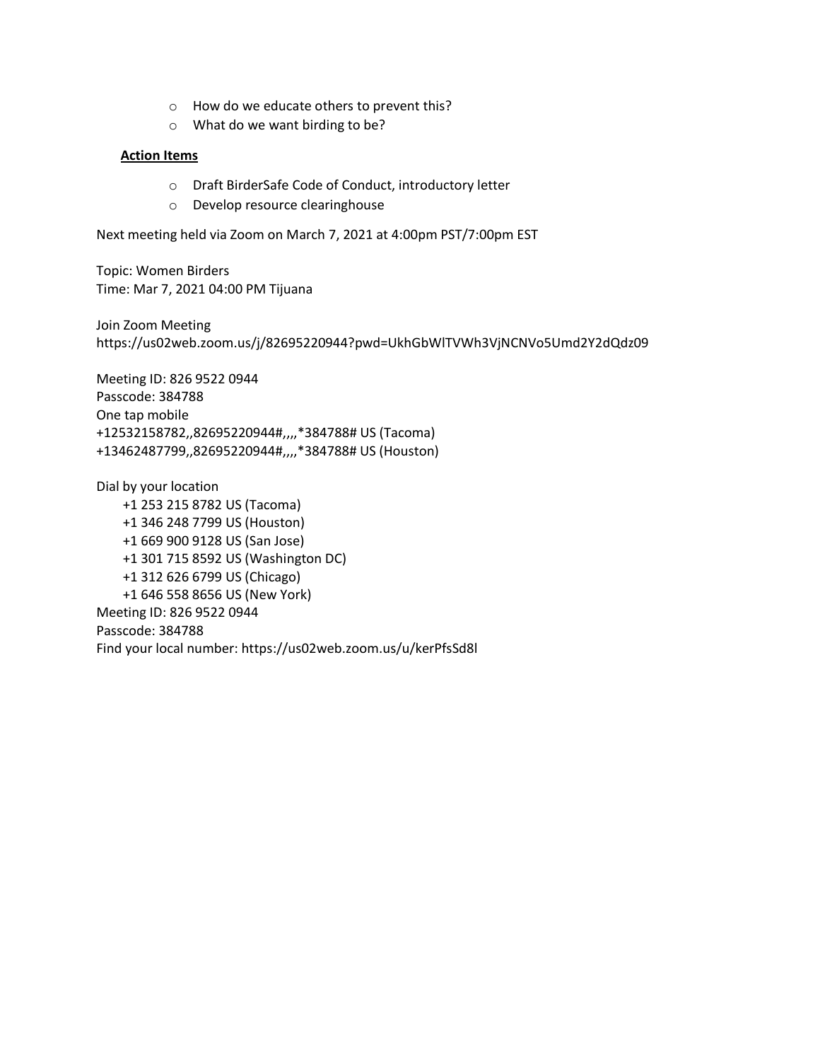- How do we educate others to prevent this?
   - What do we want birding to be?

**Action Items**

   - Draft BirderSafe Code of Conduct, introductory letter
   - Develop resource clearinghouse

Next meeting held via Zoom on March 7, 2021 at 4:00pm PST/7:00pm EST

Topic: Women Birders
Time: Mar 7, 2021 04:00 PM Tijuana

Join Zoom Meeting
https://us02web.zoom.us/j/82695220944?pwd=UkhGbWlTVWh3VjNCNVo5Umd2Y2dQdz09

Meeting ID: 826 9522 0944
Passcode: 384788
One tap mobile
+12532158782,,82695220944#,,,,*384788# US (Tacoma)
+13462487799,,82695220944#,,,,*384788# US (Houston)

Dial by your location
+1 253 215 8782 US (Tacoma)
+1 346 248 7799 US (Houston)
+1 669 900 9128 US (San Jose)
+1 301 715 8592 US (Washington DC)
+1 312 626 6799 US (Chicago)
+1 646 558 8656 US (New York)
Meeting ID: 826 9522 0944
Passcode: 384788
Find your local number: https://us02web.zoom.us/u/kerPfsSd8l